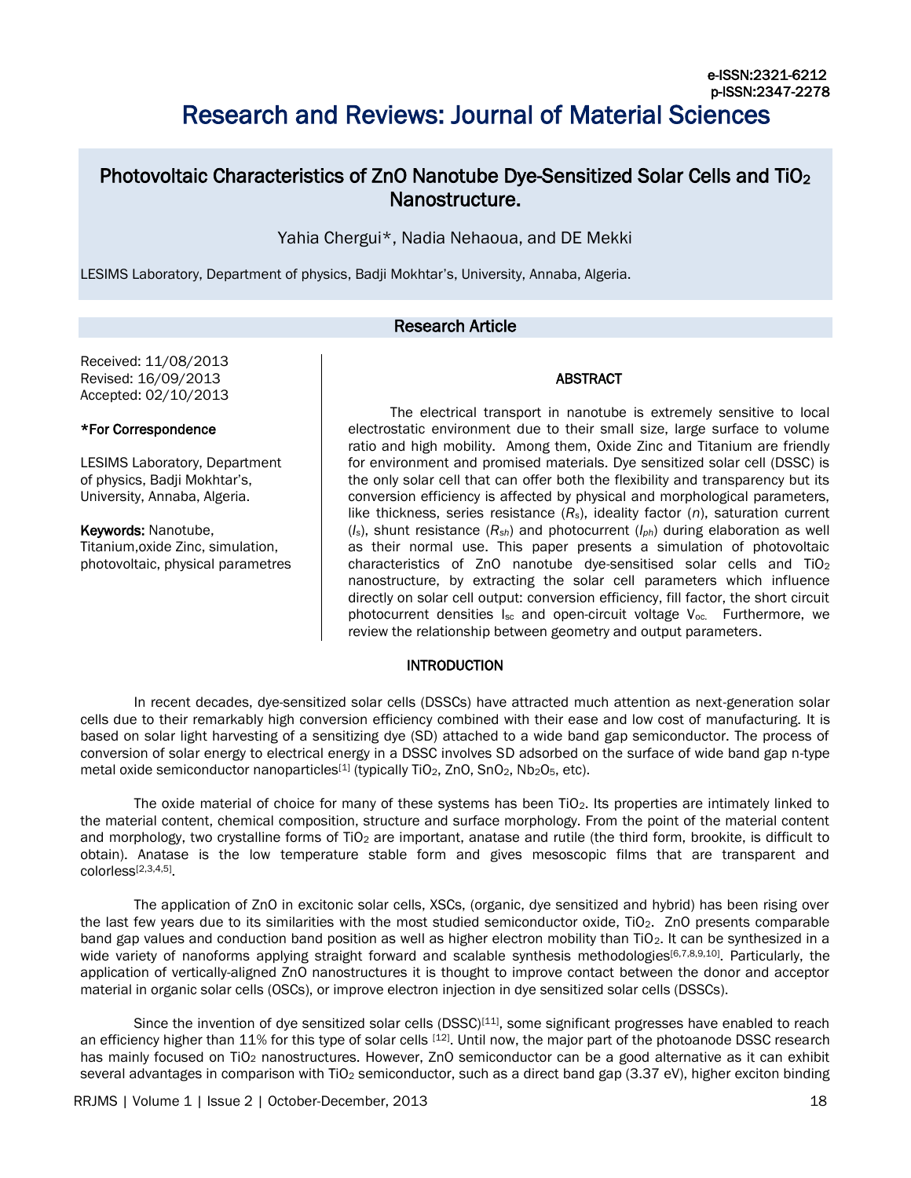e-ISSN:2321-6212
p-ISSN:2347-2278

# Research and Reviews: Journal of Material Sciences

## Photovoltaic Characteristics of ZnO Nanotube Dye-Sensitized Solar Cells and $TiO_2$ Nanostructure.

Yahia Chergui*, Nadia Nehaoua, and DE Mekki

LESIMS Laboratory, Department of physics, Badji Mokhtar's, University, Annaba, Algeria.

### Research Article

Received: 11/08/2013
Revised: 16/09/2013
Accepted: 02/10/2013

**\*For Correspondence**

LESIMS Laboratory, Department of physics, Badji Mokhtar's, University, Annaba, Algeria.

**Keywords:** Nanotube, Titanium,oxide Zinc, simulation, photovoltaic, physical parametres

### ABSTRACT

The electrical transport in nanotube is extremely sensitive to local electrostatic environment due to their small size, large surface to volume ratio and high mobility. Among them, Oxide Zinc and Titanium are friendly for environment and promised materials. Dye sensitized solar cell (DSSC) is the only solar cell that can offer both the flexibility and transparency but its conversion efficiency is affected by physical and morphological parameters, like thickness, series resistance ($R_s$), ideality factor ($n$), saturation current ($I_s$), shunt resistance ($R_{sh}$) and photocurrent ($I_{ph}$) during elaboration as well as their normal use. This paper presents a simulation of photovoltaic characteristics of ZnO nanotube dye-sensitised solar cells and $TiO_2$ nanostructure, by extracting the solar cell parameters which influence directly on solar cell output: conversion efficiency, fill factor, the short circuit photocurrent densities $I_{sc}$ and open-circuit voltage $V_{oc.}$ Furthermore, we review the relationship between geometry and output parameters.

### INTRODUCTION

In recent decades, dye-sensitized solar cells (DSSCs) have attracted much attention as next-generation solar cells due to their remarkably high conversion efficiency combined with their ease and low cost of manufacturing. It is based on solar light harvesting of a sensitizing dye (SD) attached to a wide band gap semiconductor. The process of conversion of solar energy to electrical energy in a DSSC involves SD adsorbed on the surface of wide band gap n-type metal oxide semiconductor nanoparticles[1] (typically $TiO_2$, ZnO, $SnO_2$, $Nb_2O_5$, etc).

The oxide material of choice for many of these systems has been $TiO_2$. Its properties are intimately linked to the material content, chemical composition, structure and surface morphology. From the point of the material content and morphology, two crystalline forms of $TiO_2$ are important, anatase and rutile (the third form, brookite, is difficult to obtain). Anatase is the low temperature stable form and gives mesoscopic films that are transparent and colorless[2,3,4,5].

The application of ZnO in excitonic solar cells, XSCs, (organic, dye sensitized and hybrid) has been rising over the last few years due to its similarities with the most studied semiconductor oxide, $TiO_2$. ZnO presents comparable band gap values and conduction band position as well as higher electron mobility than $TiO_2$. It can be synthesized in a wide variety of nanoforms applying straight forward and scalable synthesis methodologies[6,7,8,9,10]. Particularly, the application of vertically-aligned ZnO nanostructures it is thought to improve contact between the donor and acceptor material in organic solar cells (OSCs), or improve electron injection in dye sensitized solar cells (DSSCs).

Since the invention of dye sensitized solar cells (DSSC)[11], some significant progresses have enabled to reach an efficiency higher than 11% for this type of solar cells [12]. Until now, the major part of the photoanode DSSC research has mainly focused on $TiO_2$ nanostructures. However, ZnO semiconductor can be a good alternative as it can exhibit several advantages in comparison with $TiO_2$ semiconductor, such as a direct band gap (3.37 eV), higher exciton binding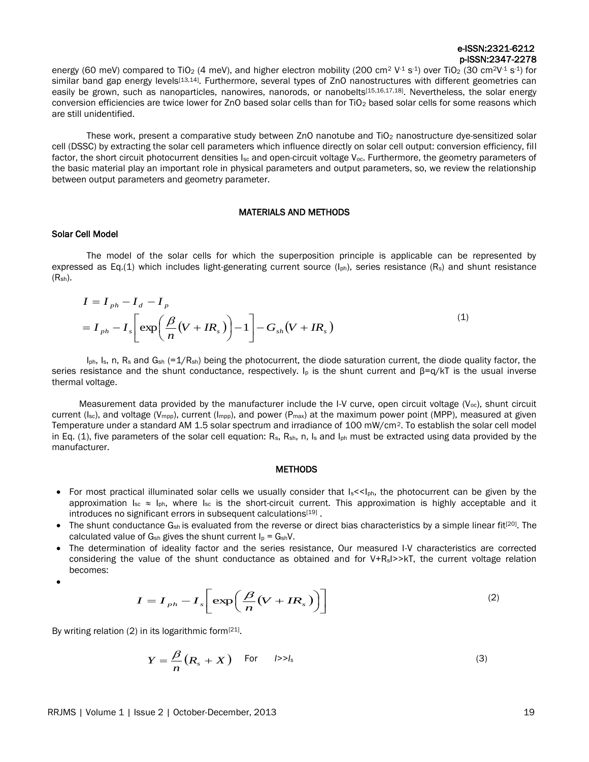energy (60 meV) compared to $TiO_2$ (4 meV), and higher electron mobility (200 $cm^2 V^{-1} s^{-1}$) over $TiO_2$ (30 $cm^2V^{-1} s^{-1}$) for similar band gap energy levels[13,14]. Furthermore, several types of ZnO nanostructures with different geometries can easily be grown, such as nanoparticles, nanowires, nanorods, or nanobelts[15,16,17,18]. Nevertheless, the solar energy conversion efficiencies are twice lower for ZnO based solar cells than for $TiO_2$ based solar cells for some reasons which are still unidentified.

These work, present a comparative study between ZnO nanotube and $TiO_2$ nanostructure dye-sensitized solar cell (DSSC) by extracting the solar cell parameters which influence directly on solar cell output: conversion efficiency, fill factor, the short circuit photocurrent densities $I_{sc}$ and open-circuit voltage $V_{oc}$. Furthermore, the geometry parameters of the basic material play an important role in physical parameters and output parameters, so, we review the relationship between output parameters and geometry parameter.

## MATERIALS AND METHODS

### Solar Cell Model

The model of the solar cells for which the superposition principle is applicable can be represented by expressed as Eq.(1) which includes light-generating current source ($I_{ph}$), series resistance ($R_s$) and shunt resistance ($R_{sh}$).

$$
\begin{aligned}
I &= I_{ph} - I_d - I_p \\
&= I_{ph} - I_s\left[\exp\left(\frac{\beta}{n}(V + IR_s)\right) - 1\right] - G_{sh}(V + IR_s)
\end{aligned}
\tag{1}
$$

$I_{ph}$, $I_s$, n, $R_s$ and $G_{sh}$ (=$1/R_{sh}$) being the photocurrent, the diode saturation current, the diode quality factor, the series resistance and the shunt conductance, respectively. $I_p$ is the shunt current and $\beta$=q/kT is the usual inverse thermal voltage.

Measurement data provided by the manufacturer include the I-V curve, open circuit voltage ($V_{oc}$), shunt circuit current ($I_{sc}$), and voltage ($V_{mpp}$), current ($I_{mpp}$), and power ($P_{max}$) at the maximum power point (MPP), measured at given Temperature under a standard AM 1.5 solar spectrum and irradiance of 100 mW/$cm^2$. To establish the solar cell model in Eq. (1), five parameters of the solar cell equation: $R_s$, $R_{sh}$, n, $I_s$ and $I_{ph}$ must be extracted using data provided by the manufacturer.

## METHODS

- For most practical illuminated solar cells we usually consider that $I_s << I_{ph}$, the photocurrent can be given by the approximation $I_{sc} \approx I_{ph}$, where $I_{sc}$ is the short-circuit current. This approximation is highly acceptable and it introduces no significant errors in subsequent calculations[19] .
- The shunt conductance $G_{sh}$ is evaluated from the reverse or direct bias characteristics by a simple linear fit[20]. The calculated value of $G_{sh}$ gives the shunt current $I_p = G_{sh}V$.
- The determination of ideality factor and the series resistance, Our measured I-V characteristics are corrected considering the value of the shunt conductance as obtained and for $V+R_sI >> kT$, the current voltage relation becomes:

$$
I = I_{ph} - I_s\left[\exp\left(\frac{\beta}{n}(V + IR_s)\right)\right]
\tag{2}
$$

By writing relation (2) in its logarithmic form[21].

$$
Y = \frac{\beta}{n}(R_s + X) \quad \text{For} \quad I >> I_s
\tag{3}
$$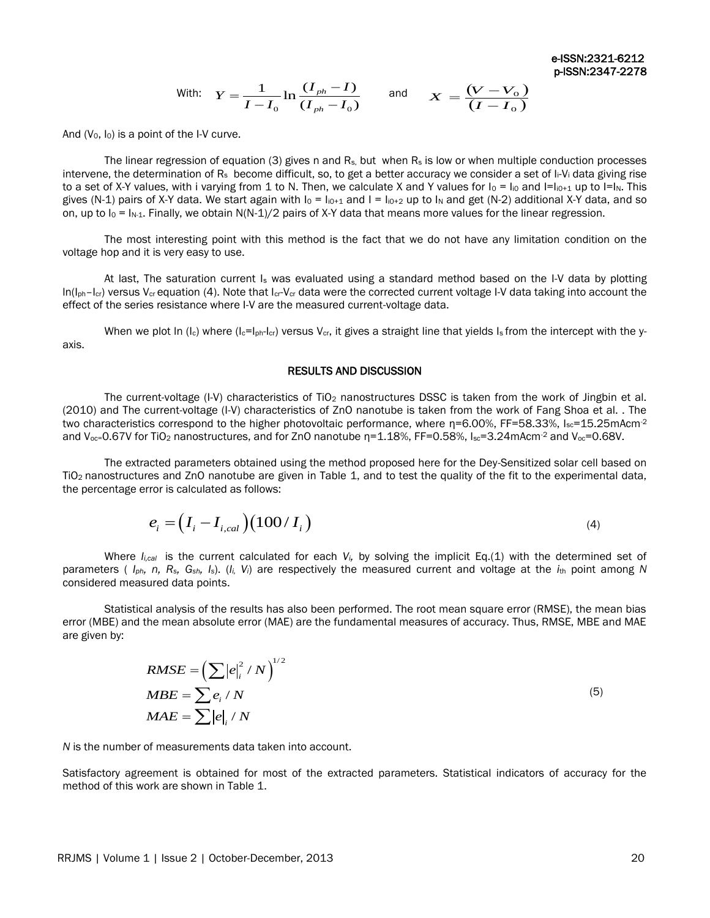With: $Y = \frac{1}{I - I_0} \ln \frac{(I_{ph} - I)}{(I_{ph} - I_0)}$ and $X = \frac{(V - V_0)}{(I - I_0)}$

And ($V_0$, $I_0$) is a point of the I-V curve.

The linear regression of equation (3) gives n and $R_s$, but when $R_s$ is low or when multiple conduction processes intervene, the determination of $R_s$ become difficult, so, to get a better accuracy we consider a set of $I_i$-$V_i$ data giving rise to a set of X-Y values, with i varying from 1 to N. Then, we calculate X and Y values for $I_0 = I_{i0}$ and $I=I_{i0+1}$ up to $I=I_N$. This gives (N-1) pairs of X-Y data. We start again with $I_0 = I_{i0+1}$ and $I = I_{i0+2}$ up to $I_N$ and get (N-2) additional X-Y data, and so on, up to $I_0 = I_{N-1}$. Finally, we obtain N(N-1)/2 pairs of X-Y data that means more values for the linear regression.

The most interesting point with this method is the fact that we do not have any limitation condition on the voltage hop and it is very easy to use.

At last, The saturation current $I_s$ was evaluated using a standard method based on the I-V data by plotting $\ln(I_{ph}-I_{cr})$ versus $V_{cr}$ equation (4). Note that $I_{cr}$-$V_{cr}$ data were the corrected current voltage I-V data taking into account the effect of the series resistance where I-V are the measured current-voltage data.

When we plot ln ($I_c$) where ($I_c=I_{ph}-I_{cr}$) versus $V_{cr}$, it gives a straight line that yields $I_s$ from the intercept with the y-axis.

## RESULTS AND DISCUSSION

The current-voltage (I-V) characteristics of $TiO_2$ nanostructures DSSC is taken from the work of Jingbin et al. (2010) and The current-voltage (I-V) characteristics of ZnO nanotube is taken from the work of Fang Shoa et al. . The two characteristics correspond to the higher photovoltaic performance, where η=6.00%, FF=58.33%, $I_{sc}$=15.25mAcm$^{-2}$ and $V_{oc}$=0.67V for $TiO_2$ nanostructures, and for ZnO nanotube η=1.18%, FF=0.58%, $I_{sc}$=3.24mAcm$^{-2}$ and $V_{oc}$=0.68V.

The extracted parameters obtained using the method proposed here for the Dey-Sensitized solar cell based on $TiO_2$ nanostructures and ZnO nanotube are given in Table 1, and to test the quality of the fit to the experimental data, the percentage error is calculated as follows:

$$e_i = \left(I_i - I_{i,cal}\right)\left(100 / I_i\right) \tag{4}$$

Where $I_{i,cal}$ is the current calculated for each $V_i$, by solving the implicit Eq.(1) with the determined set of parameters ( $I_{ph}$, $n$, $R_s$, $G_{sh}$, $I_s$). ($I_i$, $V_i$) are respectively the measured current and voltage at the $i_{th}$ point among $N$ considered measured data points.

Statistical analysis of the results has also been performed. The root mean square error (RMSE), the mean bias error (MBE) and the mean absolute error (MAE) are the fundamental measures of accuracy. Thus, RMSE, MBE and MAE are given by:

$$\begin{aligned} RMSE &= \left(\sum |e|_i^2 / N\right)^{1/2} \\ MBE &= \sum e_i / N \\ MAE &= \sum |e|_i / N \end{aligned} \tag{5}$$

*N* is the number of measurements data taken into account.

Satisfactory agreement is obtained for most of the extracted parameters. Statistical indicators of accuracy for the method of this work are shown in Table 1.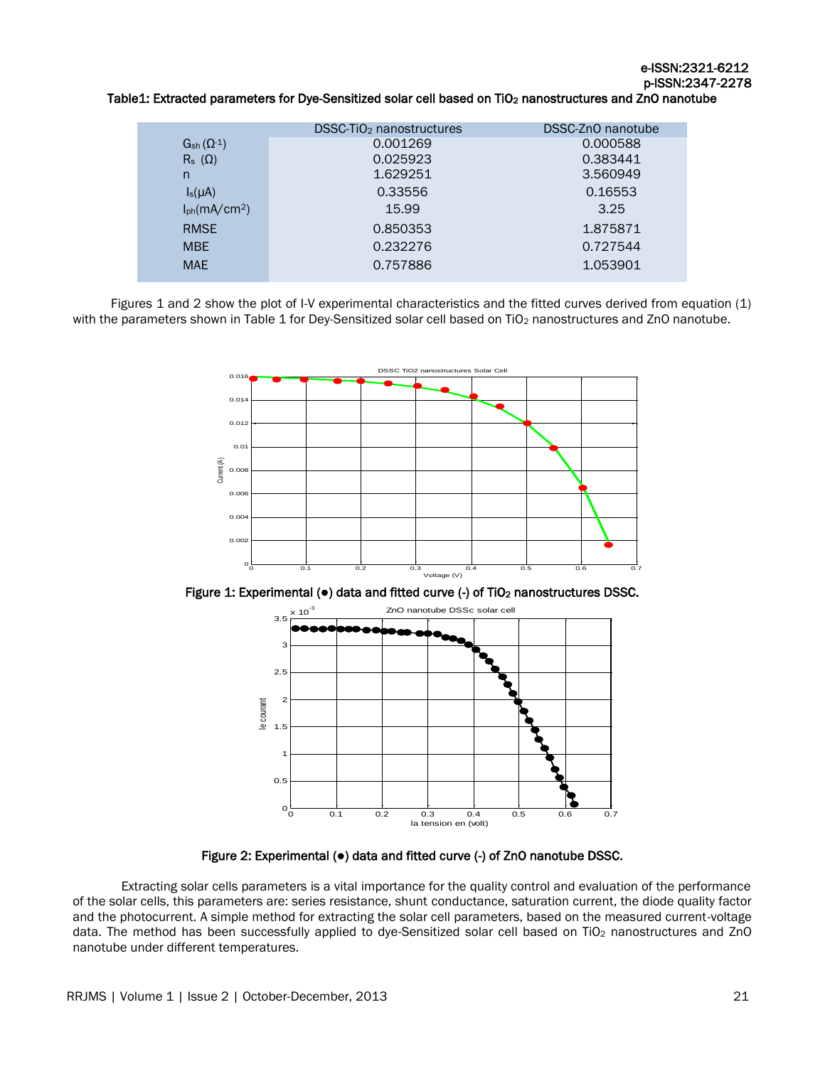Table1: Extracted parameters for Dye-Sensitized solar cell based on $TiO_2$ nanostructures and ZnO nanotube

| | DSSC-$TiO_2$ nanostructures | DSSC-ZnO nanotube |
|---|---|---|
| $G_{sh}$ ($\Omega^{-1}$) | 0.001269 | 0.000588 |
| $R_s$ ($\Omega$) | 0.025923 | 0.383441 |
| n | 1.629251 | 3.560949 |
| $I_s$($\mu$A) | 0.33556 | 0.16553 |
| $I_{ph}$(mA/cm$^2$) | 15.99 | 3.25 |
| RMSE | 0.850353 | 1.875871 |
| MBE | 0.232276 | 0.727544 |
| MAE | 0.757886 | 1.053901 |

Figures 1 and 2 show the plot of I-V experimental characteristics and the fitted curves derived from equation (1) with the parameters shown in Table 1 for Dey-Sensitized solar cell based on $TiO_2$ nanostructures and ZnO nanotube.

**Figure 1: Experimental (●) data and fitted curve (-) of $TiO_2$ nanostructures DSSC.**

**Figure 2: Experimental (●) data and fitted curve (-) of ZnO nanotube DSSC.**

Extracting solar cells parameters is a vital importance for the quality control and evaluation of the performance of the solar cells, this parameters are: series resistance, shunt conductance, saturation current, the diode quality factor and the photocurrent. A simple method for extracting the solar cell parameters, based on the measured current-voltage data. The method has been successfully applied to dye-Sensitized solar cell based on $TiO_2$ nanostructures and ZnO nanotube under different temperatures.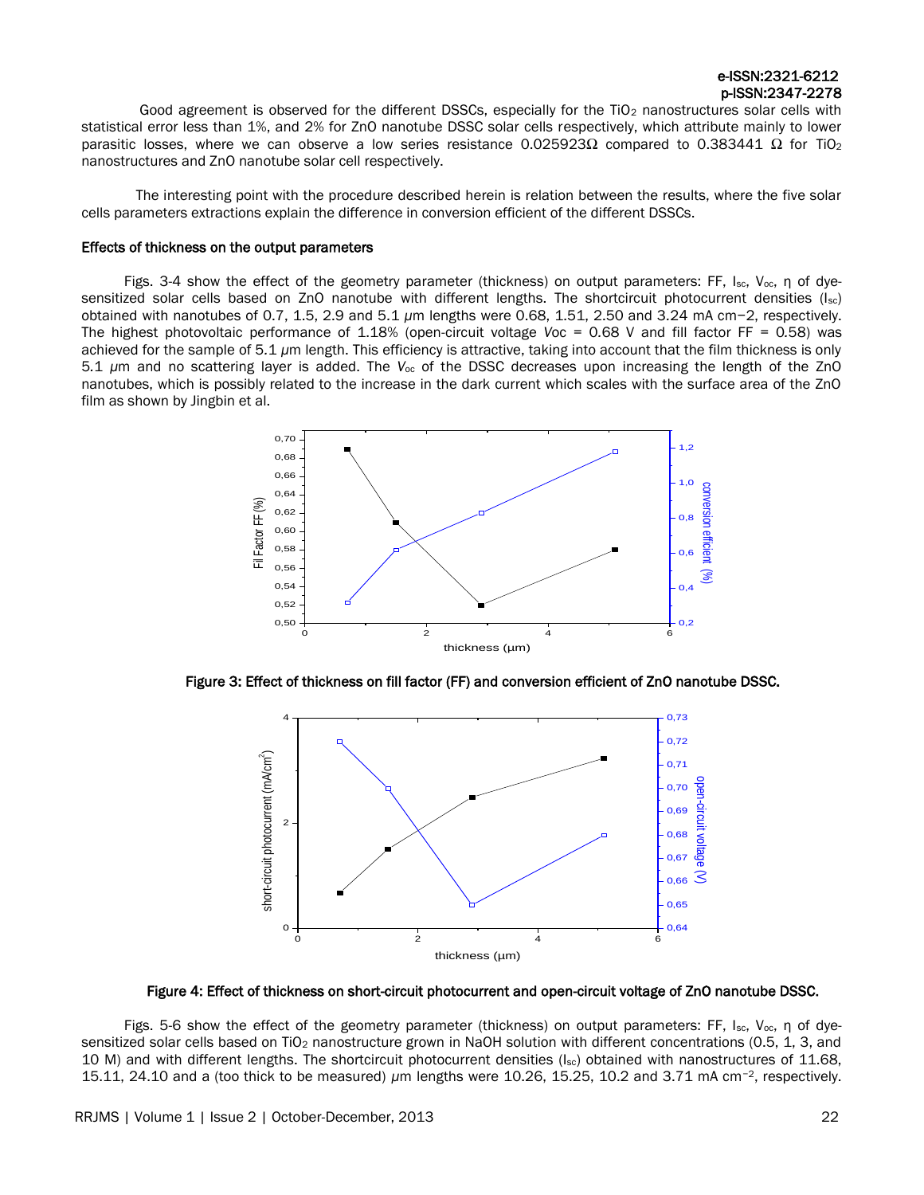Good agreement is observed for the different DSSCs, especially for the $TiO_2$ nanostructures solar cells with statistical error less than 1%, and 2% for ZnO nanotube DSSC solar cells respectively, which attribute mainly to lower parasitic losses, where we can observe a low series resistance 0.025923Ω compared to 0.383441 Ω for $TiO_2$ nanostructures and ZnO nanotube solar cell respectively.

The interesting point with the procedure described herein is relation between the results, where the five solar cells parameters extractions explain the difference in conversion efficient of the different DSSCs.

### Effects of thickness on the output parameters

Figs. 3-4 show the effect of the geometry parameter (thickness) on output parameters: FF, $I_{sc}$, $V_{oc}$, η of dye-sensitized solar cells based on ZnO nanotube with different lengths. The shortcircuit photocurrent densities ($I_{sc}$) obtained with nanotubes of 0.7, 1.5, 2.9 and 5.1 *μ*m lengths were 0.68, 1.51, 2.50 and 3.24 mA cm−2, respectively. The highest photovoltaic performance of 1.18% (open-circuit voltage $V_{oc}$ = 0.68 V and fill factor FF = 0.58) was achieved for the sample of 5.1 *μ*m length. This efficiency is attractive, taking into account that the film thickness is only 5.1 *μ*m and no scattering layer is added. The $V_{oc}$ of the DSSC decreases upon increasing the length of the ZnO nanotubes, which is possibly related to the increase in the dark current which scales with the surface area of the ZnO film as shown by Jingbin et al.

**Figure 3: Effect of thickness on fill factor (FF) and conversion efficient of ZnO nanotube DSSC.**

**Figure 4: Effect of thickness on short-circuit photocurrent and open-circuit voltage of ZnO nanotube DSSC.**

Figs. 5-6 show the effect of the geometry parameter (thickness) on output parameters: FF, $I_{sc}$, $V_{oc}$, η of dye-sensitized solar cells based on $TiO_2$ nanostructure grown in NaOH solution with different concentrations (0.5, 1, 3, and 10 M) and with different lengths. The shortcircuit photocurrent densities ($I_{sc}$) obtained with nanostructures of 11.68, 15.11, 24.10 and a (too thick to be measured) *μ*m lengths were 10.26, 15.25, 10.2 and 3.71 mA cm⁻², respectively.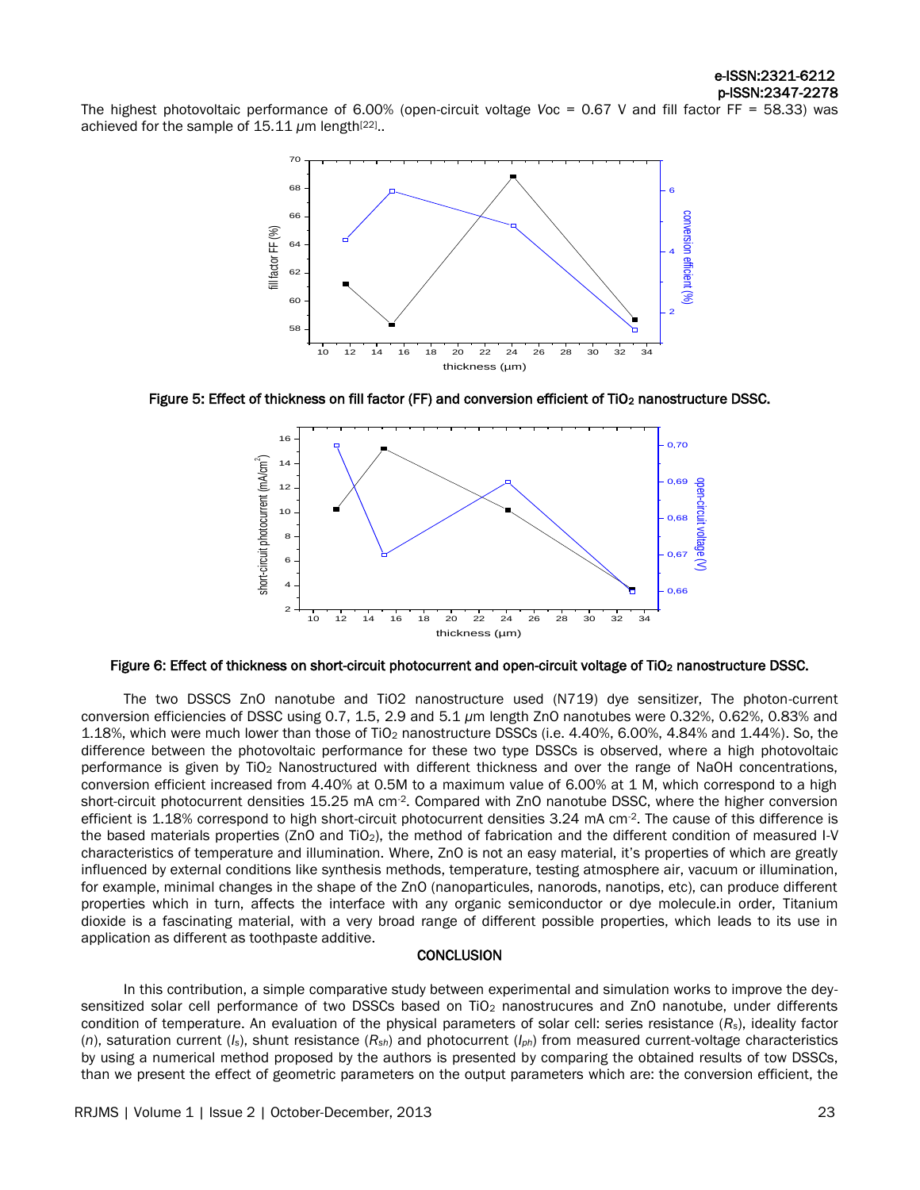The highest photovoltaic performance of 6.00% (open-circuit voltage *V*oc = 0.67 V and fill factor FF = 58.33) was achieved for the sample of 15.11 *µ*m length[22]..

Figure 5: Effect of thickness on fill factor (FF) and conversion efficient of $TiO_2$ nanostructure DSSC.

Figure 6: Effect of thickness on short-circuit photocurrent and open-circuit voltage of $TiO_2$ nanostructure DSSC.

The two DSSCS ZnO nanotube and TiO2 nanostructure used (N719) dye sensitizer, The photon-current conversion efficiencies of DSSC using 0.7, 1.5, 2.9 and 5.1 *µ*m length ZnO nanotubes were 0.32%, 0.62%, 0.83% and 1.18%, which were much lower than those of $TiO_2$ nanostructure DSSCs (i.e. 4.40%, 6.00%, 4.84% and 1.44%). So, the difference between the photovoltaic performance for these two type DSSCs is observed, where a high photovoltaic performance is given by $TiO_2$ Nanostructured with different thickness and over the range of NaOH concentrations, conversion efficient increased from 4.40% at 0.5M to a maximum value of 6.00% at 1 M, which correspond to a high short-circuit photocurrent densities 15.25 mA $cm^{-2}$. Compared with ZnO nanotube DSSC, where the higher conversion efficient is 1.18% correspond to high short-circuit photocurrent densities 3.24 mA $cm^{-2}$. The cause of this difference is the based materials properties (ZnO and $TiO_2$), the method of fabrication and the different condition of measured I-V characteristics of temperature and illumination. Where, ZnO is not an easy material, it's properties of which are greatly influenced by external conditions like synthesis methods, temperature, testing atmosphere air, vacuum or illumination, for example, minimal changes in the shape of the ZnO (nanoparticules, nanorods, nanotips, etc), can produce different properties which in turn, affects the interface with any organic semiconductor or dye molecule.in order, Titanium dioxide is a fascinating material, with a very broad range of different possible properties, which leads to its use in application as different as toothpaste additive.

## CONCLUSION

In this contribution, a simple comparative study between experimental and simulation works to improve the dey-sensitized solar cell performance of two DSSCs based on $TiO_2$ nanostrucures and ZnO nanotube, under differents condition of temperature. An evaluation of the physical parameters of solar cell: series resistance ($R_s$), ideality factor ($n$), saturation current ($I_s$), shunt resistance ($R_{sh}$) and photocurrent ($I_{ph}$) from measured current-voltage characteristics by using a numerical method proposed by the authors is presented by comparing the obtained results of tow DSSCs, than we present the effect of geometric parameters on the output parameters which are: the conversion efficient, the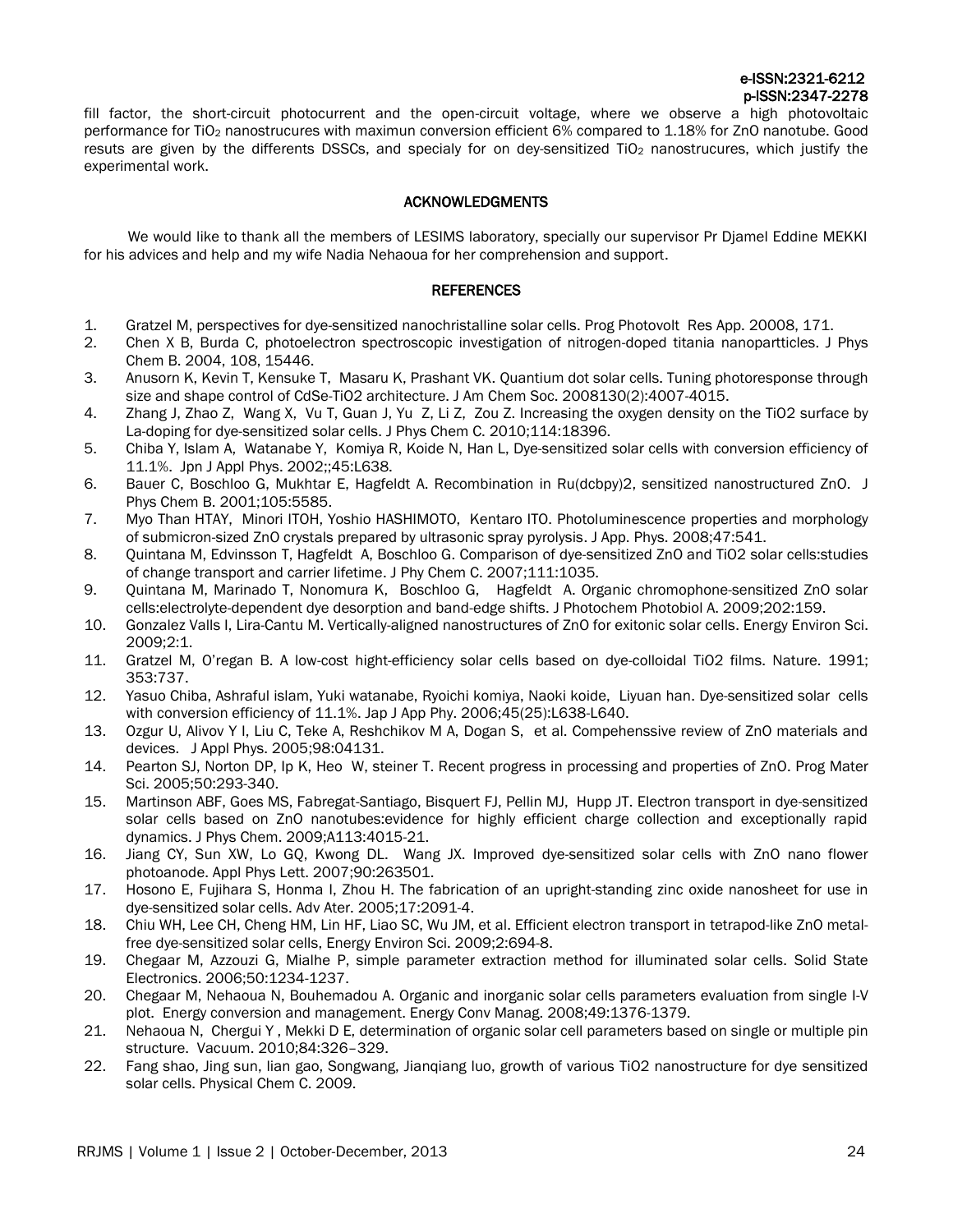fill factor, the short-circuit photocurrent and the open-circuit voltage, where we observe a high photovoltaic performance for $TiO_2$ nanostrucures with maximun conversion efficient 6% compared to 1.18% for ZnO nanotube. Good resuts are given by the differents DSSCs, and specialy for on dey-sensitized $TiO_2$ nanostrucures, which justify the experimental work.

## ACKNOWLEDGMENTS

We would like to thank all the members of LESIMS laboratory, specially our supervisor Pr Djamel Eddine MEKKI for his advices and help and my wife Nadia Nehaoua for her comprehension and support.

## REFERENCES

1. Gratzel M, perspectives for dye-sensitized nanochristalline solar cells. Prog Photovolt Res App. 20008, 171.
2. Chen X B, Burda C, photoelectron spectroscopic investigation of nitrogen-doped titania nanopartticles. J Phys Chem B. 2004, 108, 15446.
3. Anusorn K, Kevin T, Kensuke T, Masaru K, Prashant VK. Quantium dot solar cells. Tuning photoresponse through size and shape control of CdSe-TiO2 architecture. J Am Chem Soc. 2008130(2):4007-4015.
4. Zhang J, Zhao Z, Wang X, Vu T, Guan J, Yu Z, Li Z, Zou Z. Increasing the oxygen density on the TiO2 surface by La-doping for dye-sensitized solar cells. J Phys Chem C. 2010;114:18396.
5. Chiba Y, Islam A, Watanabe Y, Komiya R, Koide N, Han L, Dye-sensitized solar cells with conversion efficiency of 11.1%. Jpn J Appl Phys. 2002;;45:L638.
6. Bauer C, Boschloo G, Mukhtar E, Hagfeldt A. Recombination in Ru(dcbpy)2, sensitized nanostructured ZnO. J Phys Chem B. 2001;105:5585.
7. Myo Than HTAY, Minori ITOH, Yoshio HASHIMOTO, Kentaro ITO. Photoluminescence properties and morphology of submicron-sized ZnO crystals prepared by ultrasonic spray pyrolysis. J App. Phys. 2008;47:541.
8. Quintana M, Edvinsson T, Hagfeldt A, Boschloo G. Comparison of dye-sensitized ZnO and TiO2 solar cells:studies of change transport and carrier lifetime. J Phy Chem C. 2007;111:1035.
9. Quintana M, Marinado T, Nonomura K, Boschloo G, Hagfeldt A. Organic chromophone-sensitized ZnO solar cells:electrolyte-dependent dye desorption and band-edge shifts. J Photochem Photobiol A. 2009;202:159.
10. Gonzalez Valls I, Lira-Cantu M. Vertically-aligned nanostructures of ZnO for exitonic solar cells. Energy Environ Sci. 2009;2:1.
11. Gratzel M, O'regan B. A low-cost hight-efficiency solar cells based on dye-colloidal TiO2 films. Nature. 1991; 353:737.
12. Yasuo Chiba, Ashraful islam, Yuki watanabe, Ryoichi komiya, Naoki koide, Liyuan han. Dye-sensitized solar cells with conversion efficiency of 11.1%. Jap J App Phy. 2006;45(25):L638-L640.
13. Ozgur U, Alivov Y I, Liu C, Teke A, Reshchikov M A, Dogan S, et al. Compehenssive review of ZnO materials and devices. J Appl Phys. 2005;98:04131.
14. Pearton SJ, Norton DP, Ip K, Heo W, steiner T. Recent progress in processing and properties of ZnO. Prog Mater Sci. 2005;50:293-340.
15. Martinson ABF, Goes MS, Fabregat-Santiago, Bisquert FJ, Pellin MJ, Hupp JT. Electron transport in dye-sensitized solar cells based on ZnO nanotubes:evidence for highly efficient charge collection and exceptionally rapid dynamics. J Phys Chem. 2009;A113:4015-21.
16. Jiang CY, Sun XW, Lo GQ, Kwong DL. Wang JX. Improved dye-sensitized solar cells with ZnO nano flower photoanode. Appl Phys Lett. 2007;90:263501.
17. Hosono E, Fujihara S, Honma I, Zhou H. The fabrication of an upright-standing zinc oxide nanosheet for use in dye-sensitized solar cells. Adv Ater. 2005;17:2091-4.
18. Chiu WH, Lee CH, Cheng HM, Lin HF, Liao SC, Wu JM, et al. Efficient electron transport in tetrapod-like ZnO metal-free dye-sensitized solar cells, Energy Environ Sci. 2009;2:694-8.
19. Chegaar M, Azzouzi G, Mialhe P, simple parameter extraction method for illuminated solar cells. Solid State Electronics. 2006;50:1234-1237.
20. Chegaar M, Nehaoua N, Bouhemadou A. Organic and inorganic solar cells parameters evaluation from single I-V plot. Energy conversion and management. Energy Conv Manag. 2008;49:1376-1379.
21. Nehaoua N, Chergui Y , Mekki D E, determination of organic solar cell parameters based on single or multiple pin structure. Vacuum. 2010;84:326–329.
22. Fang shao, Jing sun, lian gao, Songwang, Jianqiang luo, growth of various TiO2 nanostructure for dye sensitized solar cells. Physical Chem C. 2009.